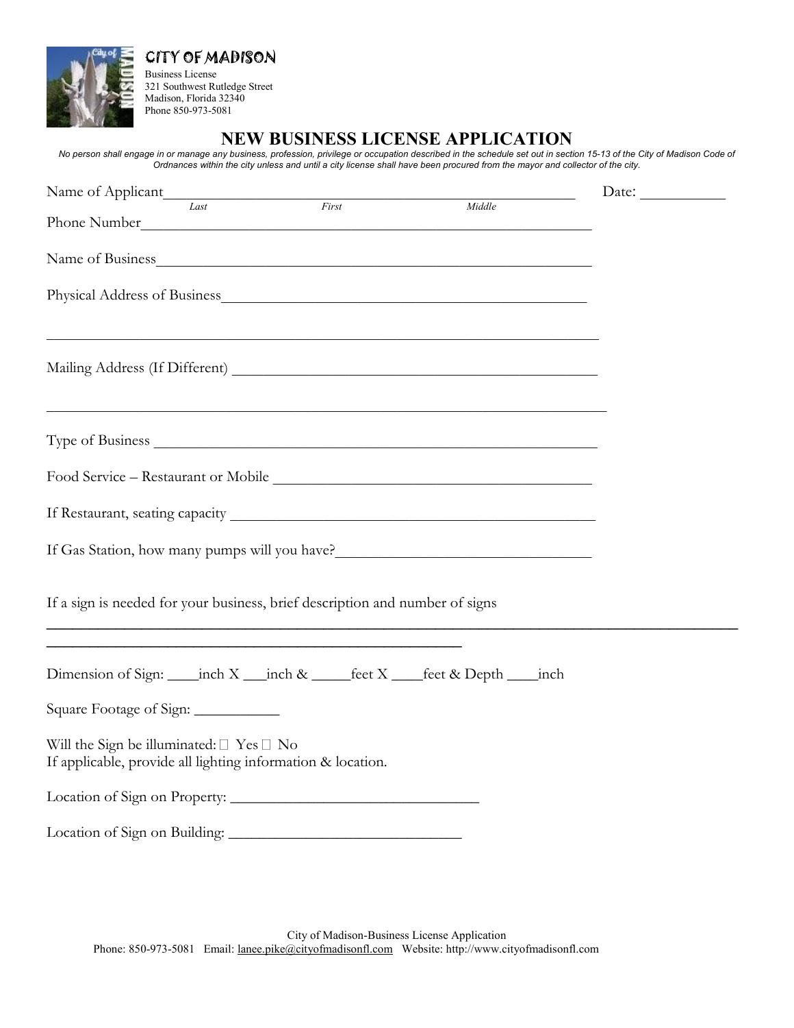**CITY OF MADISON**
Business License
321 Southwest Rutledge Street
Madison, Florida 32340
Phone 850-973-5081

# NEW BUSINESS LICENSE APPLICATION

*No person shall engage in or manage any business, profession, privilege or occupation described in the schedule set out in section 15-13 of the City of Madison Code of Ordnances within the city unless and until a city license shall have been procured from the mayor and collector of the city.*

Name of Applicant_______________________________________________ Date: __________
*Last* *First* *Middle*

Phone Number_________________________________________________________

Name of Business_______________________________________________________

Physical Address of Business____________________________________________

_________________________________________________________________________

Mailing Address (If Different) ____________________________________________

_________________________________________________________________________

Type of Business _______________________________________________________

Food Service – Restaurant or Mobile ______________________________________

If Restaurant, seating capacity ___________________________________________

If Gas Station, how many pumps will you have?_____________________________

If a sign is needed for your business, brief description and number of signs

_________________________________________________________________________

_______________________________________________

Dimension of Sign: ____inch X ___inch & _____feet X ____feet & Depth ____inch

Square Footage of Sign: __________

Will the Sign be illuminated: ☐ Yes ☐ No
If applicable, provide all lighting information & location.

Location of Sign on Property: ____________________________

Location of Sign on Building: ___________________________

City of Madison-Business License Application
Phone: 850-973-5081 Email: lanee.pike@cityofmadisonfl.com Website: http://www.cityofmadisonfl.com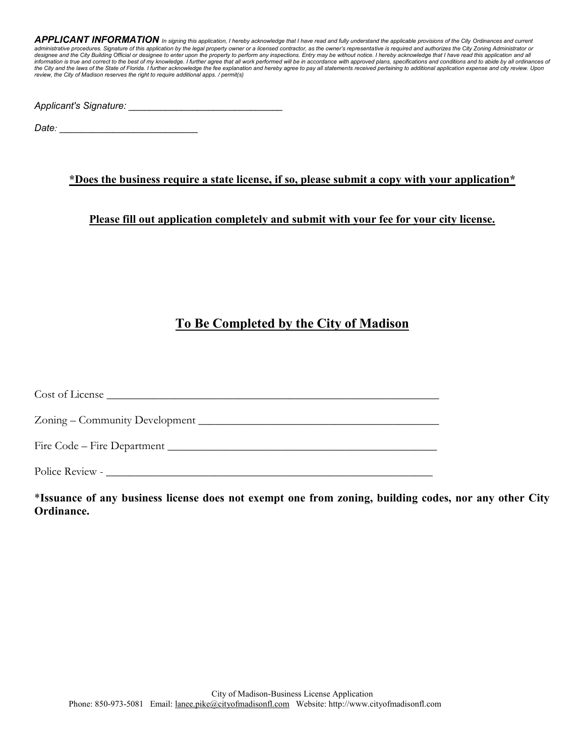***APPLICANT INFORMATION*** *In signing this application, I hereby acknowledge that I have read and fully understand the applicable provisions of the City Ordinances and current administrative procedures. Signature of this application by the legal property owner or a licensed contractor, as the owner's representative is required and authorizes the City Zoning Administrator or designee and the City Building Official or designee to enter upon the property to perform any inspections. Entry may be without notice. I hereby acknowledge that I have read this application and all information is true and correct to the best of my knowledge. I further agree that all work performed will be in accordance with approved plans, specifications and conditions and to abide by all ordinances of the City and the laws of the State of Florida. I further acknowledge the fee explanation and hereby agree to pay all statements received pertaining to additional application expense and city review. Upon review, the City of Madison reserves the right to require additional apps. / permit(s)*

*Applicant's Signature:* ____________________________

*Date:* __________________________

**\*Does the business require a state license, if so, please submit a copy with your application\***

**Please fill out application completely and submit with your fee for your city license.**

## To Be Completed by the City of Madison

Cost of License ____________________________________________________________

Zoning – Community Development ____________________________________________

Fire Code – Fire Department ________________________________________________

Police Review - ___________________________________________________________

**\*Issuance of any business license does not exempt one from zoning, building codes, nor any other City Ordinance.**

City of Madison-Business License Application
Phone: 850-973-5081 Email: lanee.pike@cityofmadisonfl.com Website: http://www.cityofmadisonfl.com